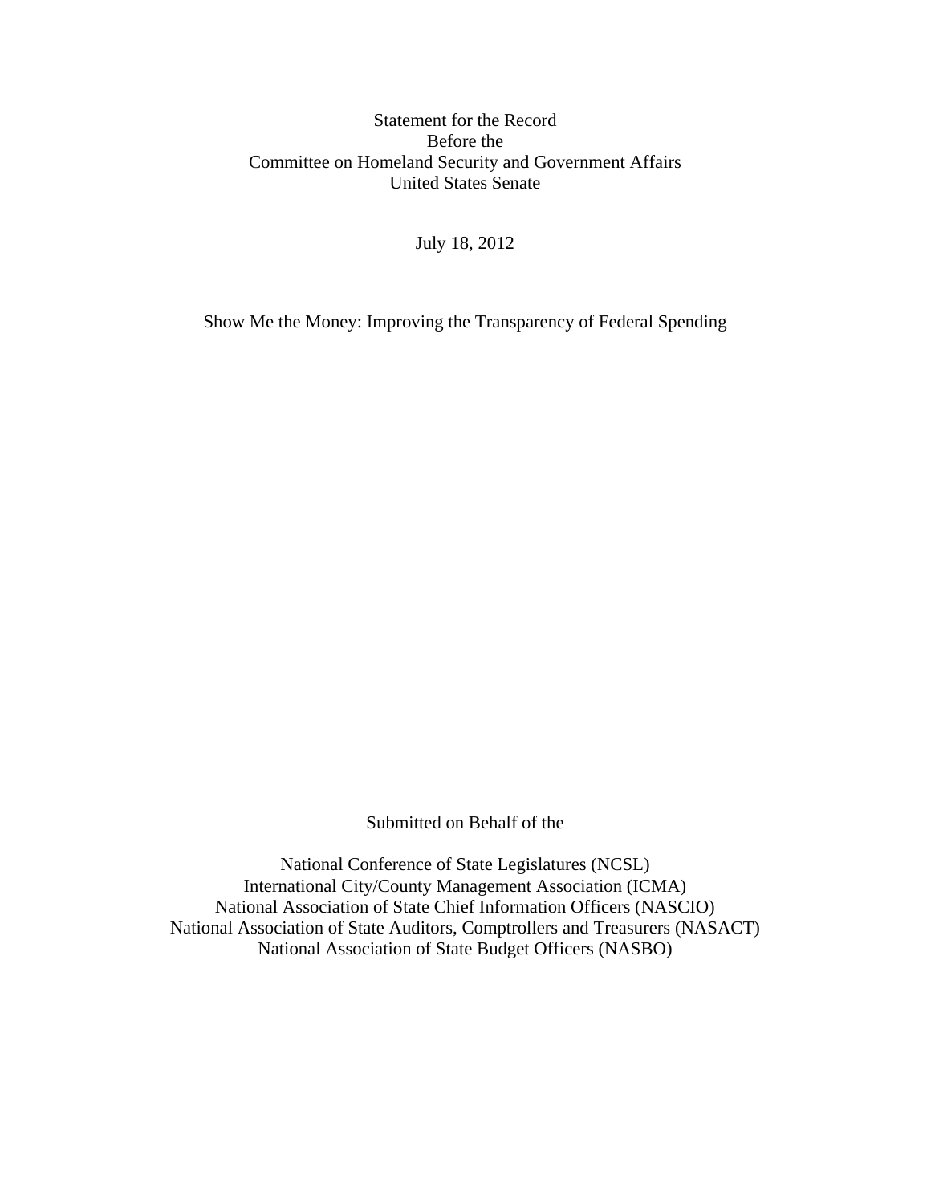Statement for the Record
Before the
Committee on Homeland Security and Government Affairs
United States Senate

July 18, 2012

Show Me the Money: Improving the Transparency of Federal Spending

Submitted on Behalf of the

National Conference of State Legislatures (NCSL)
International City/County Management Association (ICMA)
National Association of State Chief Information Officers (NASCIO)
National Association of State Auditors, Comptrollers and Treasurers (NASACT)
National Association of State Budget Officers (NASBO)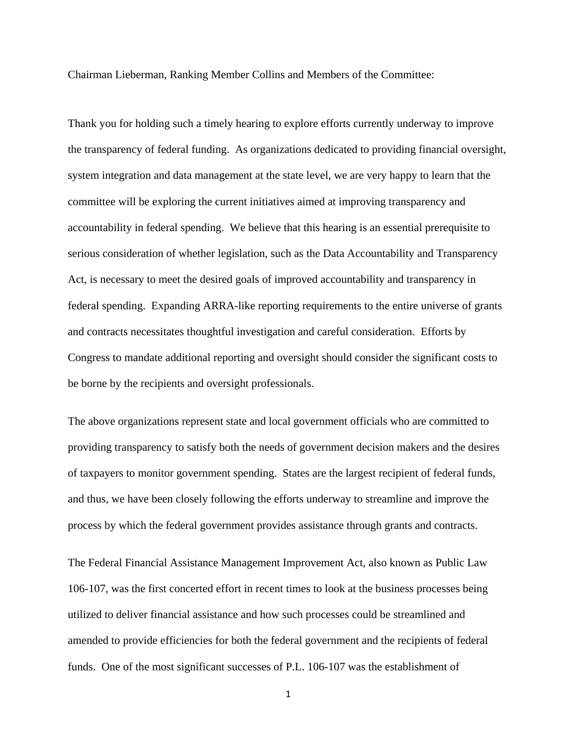Chairman Lieberman, Ranking Member Collins and Members of the Committee:

Thank you for holding such a timely hearing to explore efforts currently underway to improve the transparency of federal funding. As organizations dedicated to providing financial oversight, system integration and data management at the state level, we are very happy to learn that the committee will be exploring the current initiatives aimed at improving transparency and accountability in federal spending. We believe that this hearing is an essential prerequisite to serious consideration of whether legislation, such as the Data Accountability and Transparency Act, is necessary to meet the desired goals of improved accountability and transparency in federal spending. Expanding ARRA-like reporting requirements to the entire universe of grants and contracts necessitates thoughtful investigation and careful consideration. Efforts by Congress to mandate additional reporting and oversight should consider the significant costs to be borne by the recipients and oversight professionals.

The above organizations represent state and local government officials who are committed to providing transparency to satisfy both the needs of government decision makers and the desires of taxpayers to monitor government spending. States are the largest recipient of federal funds, and thus, we have been closely following the efforts underway to streamline and improve the process by which the federal government provides assistance through grants and contracts.

The Federal Financial Assistance Management Improvement Act, also known as Public Law 106-107, was the first concerted effort in recent times to look at the business processes being utilized to deliver financial assistance and how such processes could be streamlined and amended to provide efficiencies for both the federal government and the recipients of federal funds. One of the most significant successes of P.L. 106-107 was the establishment of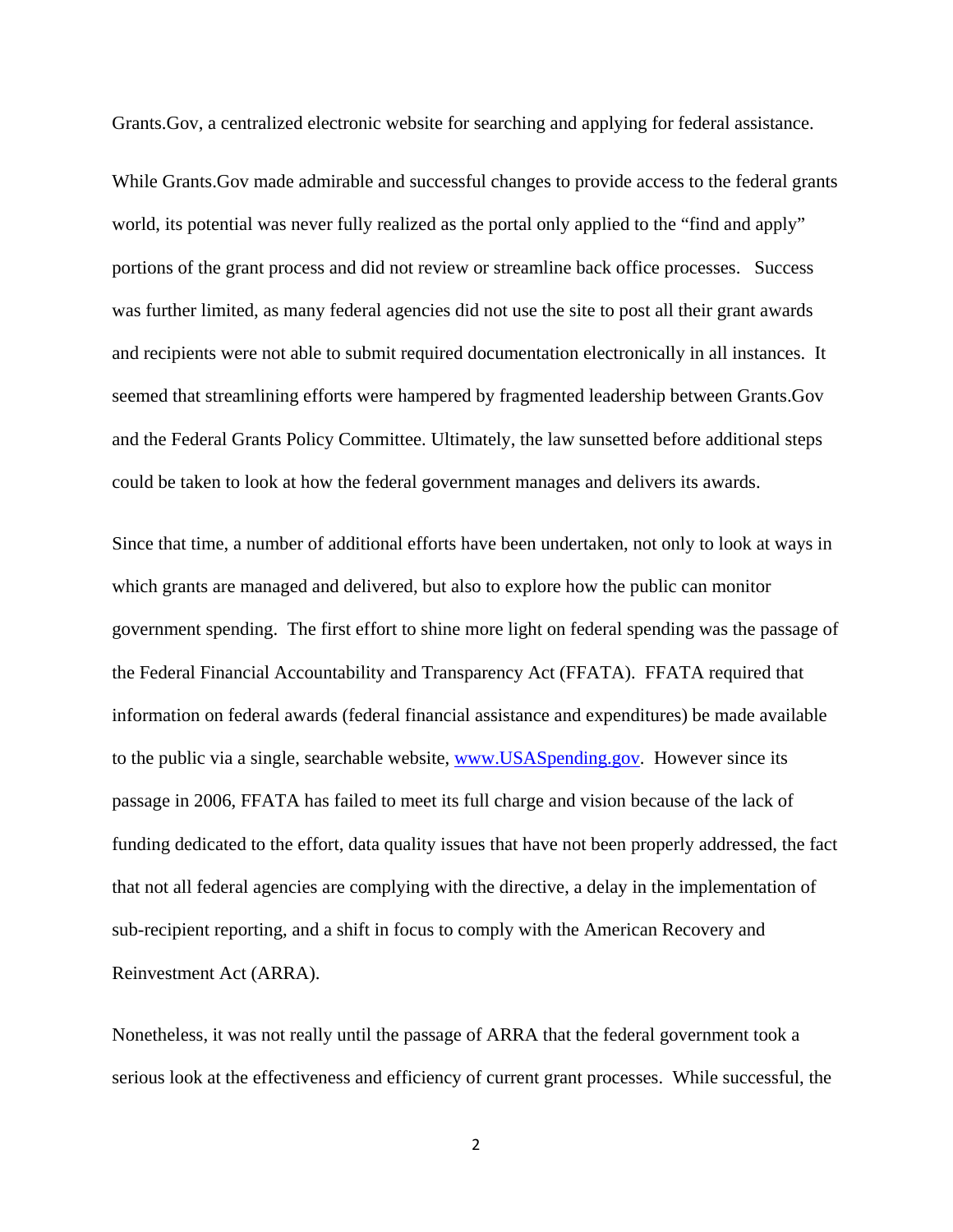Grants.Gov, a centralized electronic website for searching and applying for federal assistance.

While Grants.Gov made admirable and successful changes to provide access to the federal grants world, its potential was never fully realized as the portal only applied to the "find and apply" portions of the grant process and did not review or streamline back office processes. Success was further limited, as many federal agencies did not use the site to post all their grant awards and recipients were not able to submit required documentation electronically in all instances. It seemed that streamlining efforts were hampered by fragmented leadership between Grants.Gov and the Federal Grants Policy Committee. Ultimately, the law sunsetted before additional steps could be taken to look at how the federal government manages and delivers its awards.

Since that time, a number of additional efforts have been undertaken, not only to look at ways in which grants are managed and delivered, but also to explore how the public can monitor government spending. The first effort to shine more light on federal spending was the passage of the Federal Financial Accountability and Transparency Act (FFATA). FFATA required that information on federal awards (federal financial assistance and expenditures) be made available to the public via a single, searchable website, [www.USASpending.gov](http://www.USASpending.gov). However since its passage in 2006, FFATA has failed to meet its full charge and vision because of the lack of funding dedicated to the effort, data quality issues that have not been properly addressed, the fact that not all federal agencies are complying with the directive, a delay in the implementation of sub-recipient reporting, and a shift in focus to comply with the American Recovery and Reinvestment Act (ARRA).

Nonetheless, it was not really until the passage of ARRA that the federal government took a serious look at the effectiveness and efficiency of current grant processes. While successful, the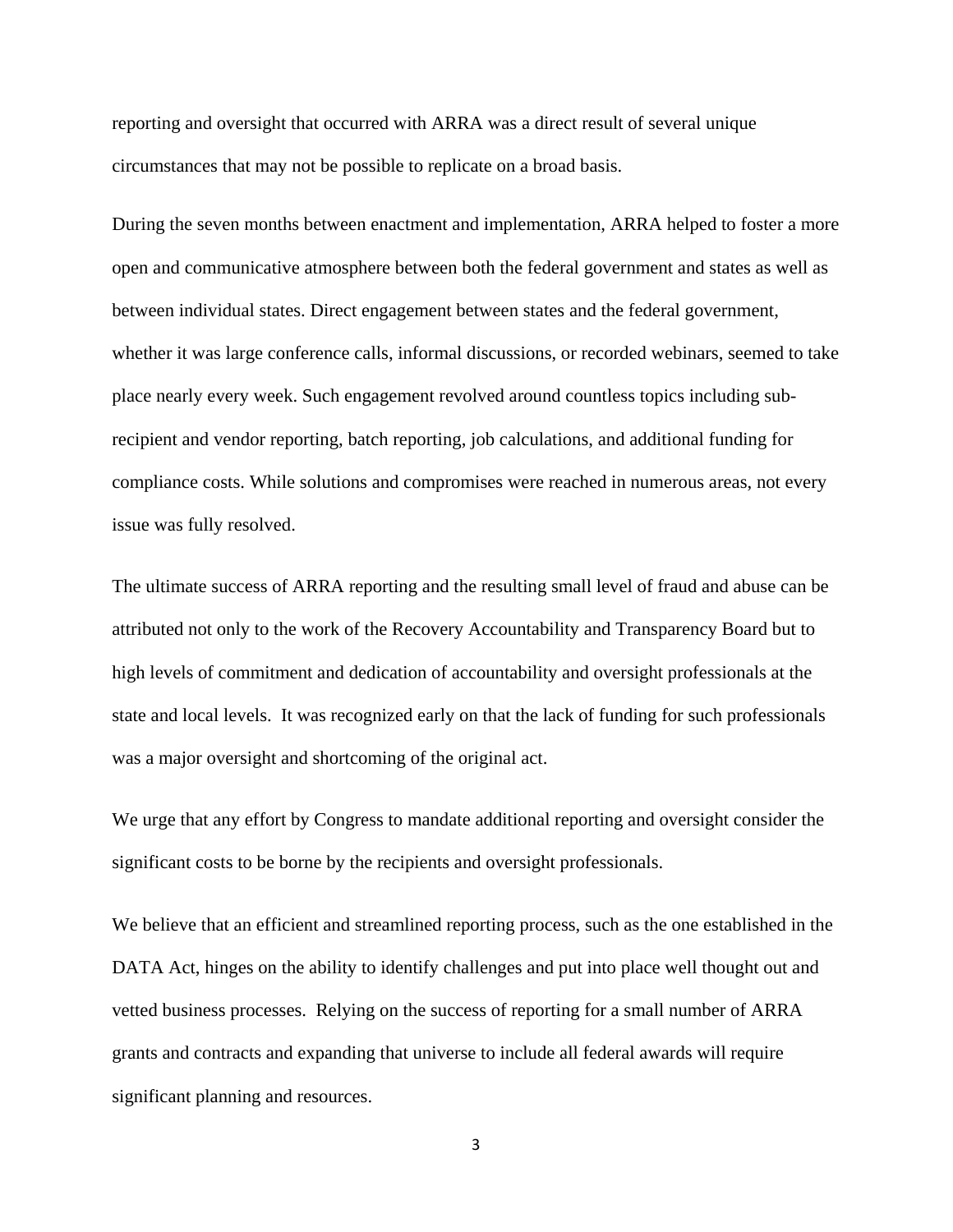reporting and oversight that occurred with ARRA was a direct result of several unique circumstances that may not be possible to replicate on a broad basis.

During the seven months between enactment and implementation, ARRA helped to foster a more open and communicative atmosphere between both the federal government and states as well as between individual states. Direct engagement between states and the federal government, whether it was large conference calls, informal discussions, or recorded webinars, seemed to take place nearly every week. Such engagement revolved around countless topics including sub-recipient and vendor reporting, batch reporting, job calculations, and additional funding for compliance costs. While solutions and compromises were reached in numerous areas, not every issue was fully resolved.

The ultimate success of ARRA reporting and the resulting small level of fraud and abuse can be attributed not only to the work of the Recovery Accountability and Transparency Board but to high levels of commitment and dedication of accountability and oversight professionals at the state and local levels. It was recognized early on that the lack of funding for such professionals was a major oversight and shortcoming of the original act.

We urge that any effort by Congress to mandate additional reporting and oversight consider the significant costs to be borne by the recipients and oversight professionals.

We believe that an efficient and streamlined reporting process, such as the one established in the DATA Act, hinges on the ability to identify challenges and put into place well thought out and vetted business processes. Relying on the success of reporting for a small number of ARRA grants and contracts and expanding that universe to include all federal awards will require significant planning and resources.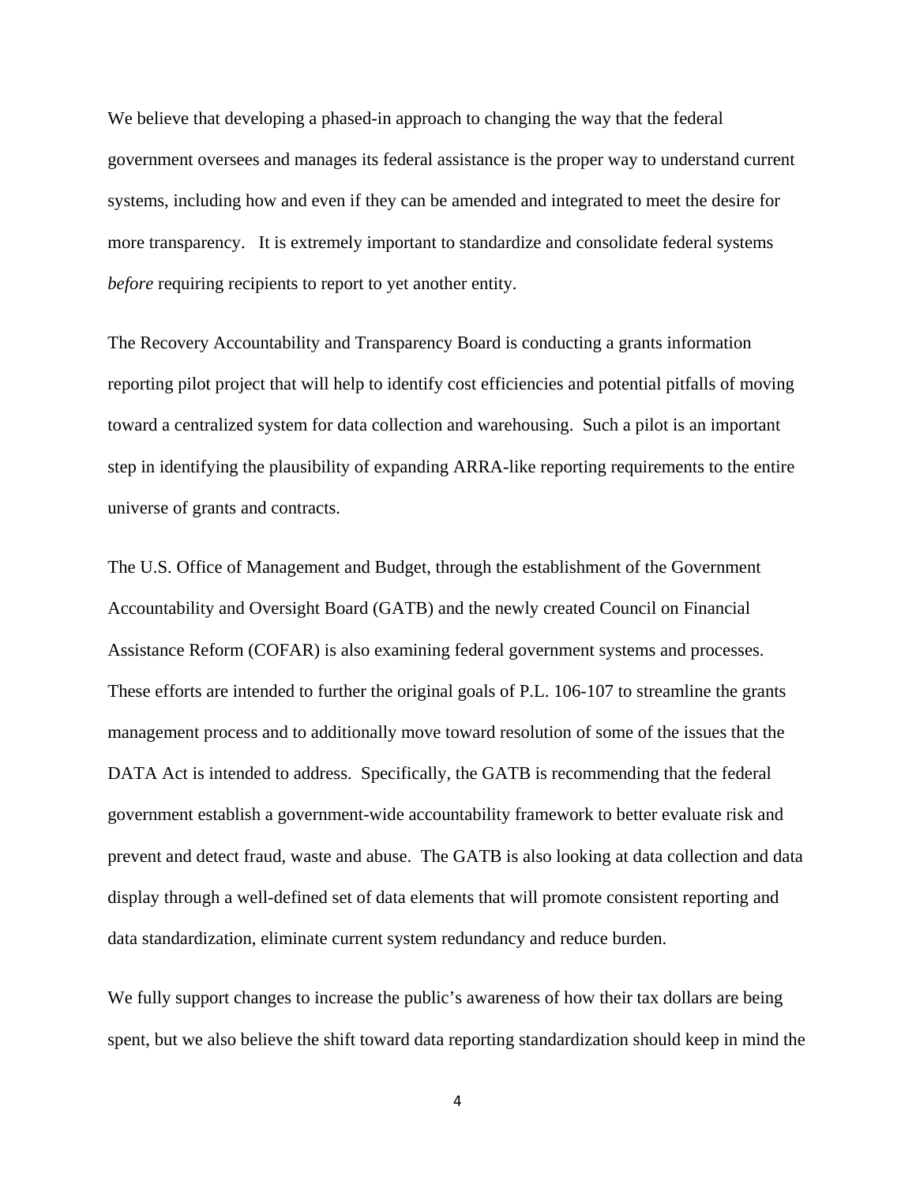We believe that developing a phased-in approach to changing the way that the federal government oversees and manages its federal assistance is the proper way to understand current systems, including how and even if they can be amended and integrated to meet the desire for more transparency.   It is extremely important to standardize and consolidate federal systems *before* requiring recipients to report to yet another entity.

The Recovery Accountability and Transparency Board is conducting a grants information reporting pilot project that will help to identify cost efficiencies and potential pitfalls of moving toward a centralized system for data collection and warehousing.  Such a pilot is an important step in identifying the plausibility of expanding ARRA-like reporting requirements to the entire universe of grants and contracts.

The U.S. Office of Management and Budget, through the establishment of the Government Accountability and Oversight Board (GATB) and the newly created Council on Financial Assistance Reform (COFAR) is also examining federal government systems and processes. These efforts are intended to further the original goals of P.L. 106-107 to streamline the grants management process and to additionally move toward resolution of some of the issues that the DATA Act is intended to address.  Specifically, the GATB is recommending that the federal government establish a government-wide accountability framework to better evaluate risk and prevent and detect fraud, waste and abuse.  The GATB is also looking at data collection and data display through a well-defined set of data elements that will promote consistent reporting and data standardization, eliminate current system redundancy and reduce burden.

We fully support changes to increase the public's awareness of how their tax dollars are being spent, but we also believe the shift toward data reporting standardization should keep in mind the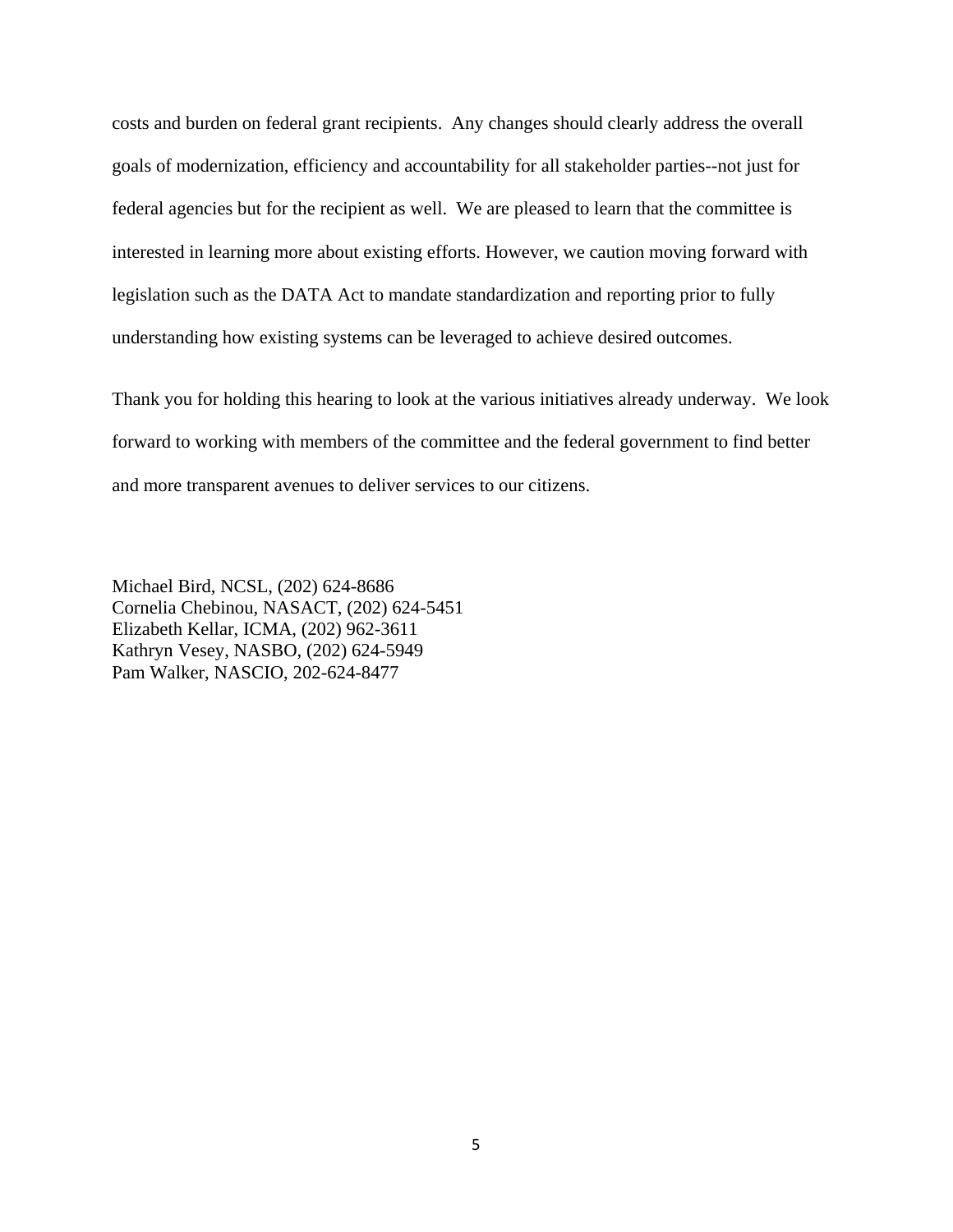costs and burden on federal grant recipients. Any changes should clearly address the overall goals of modernization, efficiency and accountability for all stakeholder parties--not just for federal agencies but for the recipient as well. We are pleased to learn that the committee is interested in learning more about existing efforts. However, we caution moving forward with legislation such as the DATA Act to mandate standardization and reporting prior to fully understanding how existing systems can be leveraged to achieve desired outcomes.

Thank you for holding this hearing to look at the various initiatives already underway. We look forward to working with members of the committee and the federal government to find better and more transparent avenues to deliver services to our citizens.

Michael Bird, NCSL, (202) 624-8686
Cornelia Chebinou, NASACT, (202) 624-5451
Elizabeth Kellar, ICMA, (202) 962-3611
Kathryn Vesey, NASBO, (202) 624-5949
Pam Walker, NASCIO, 202-624-8477